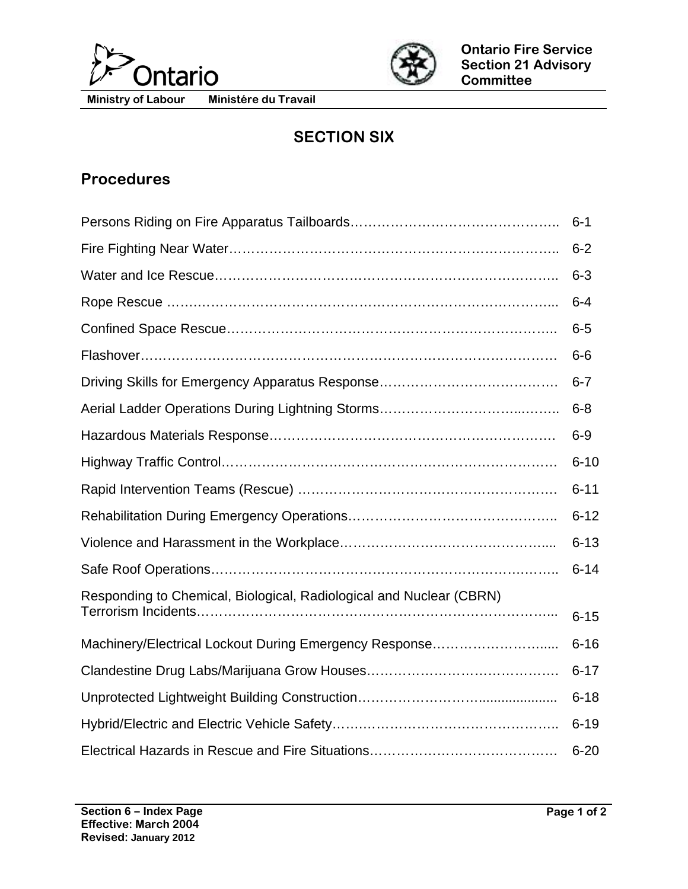# SECTION SIX

## Procedures

| | |
|---|---|
| Persons Riding on Fire Apparatus Tailboards | 6-1 |
| Fire Fighting Near Water | 6-2 |
| Water and Ice Rescue | 6-3 |
| Rope Rescue | 6-4 |
| Confined Space Rescue | 6-5 |
| Flashover | 6-6 |
| Driving Skills for Emergency Apparatus Response | 6-7 |
| Aerial Ladder Operations During Lightning Storms | 6-8 |
| Hazardous Materials Response | 6-9 |
| Highway Traffic Control | 6-10 |
| Rapid Intervention Teams (Rescue) | 6-11 |
| Rehabilitation During Emergency Operations | 6-12 |
| Violence and Harassment in the Workplace | 6-13 |
| Safe Roof Operations | 6-14 |
| Responding to Chemical, Biological, Radiological and Nuclear (CBRN) Terrorism Incidents | 6-15 |
| Machinery/Electrical Lockout During Emergency Response | 6-16 |
| Clandestine Drug Labs/Marijuana Grow Houses | 6-17 |
| Unprotected Lightweight Building Construction | 6-18 |
| Hybrid/Electric and Electric Vehicle Safety | 6-19 |
| Electrical Hazards in Rescue and Fire Situations | 6-20 |

**Section 6 – Index Page**
**Effective: March 2004**
**Revised: January 2012**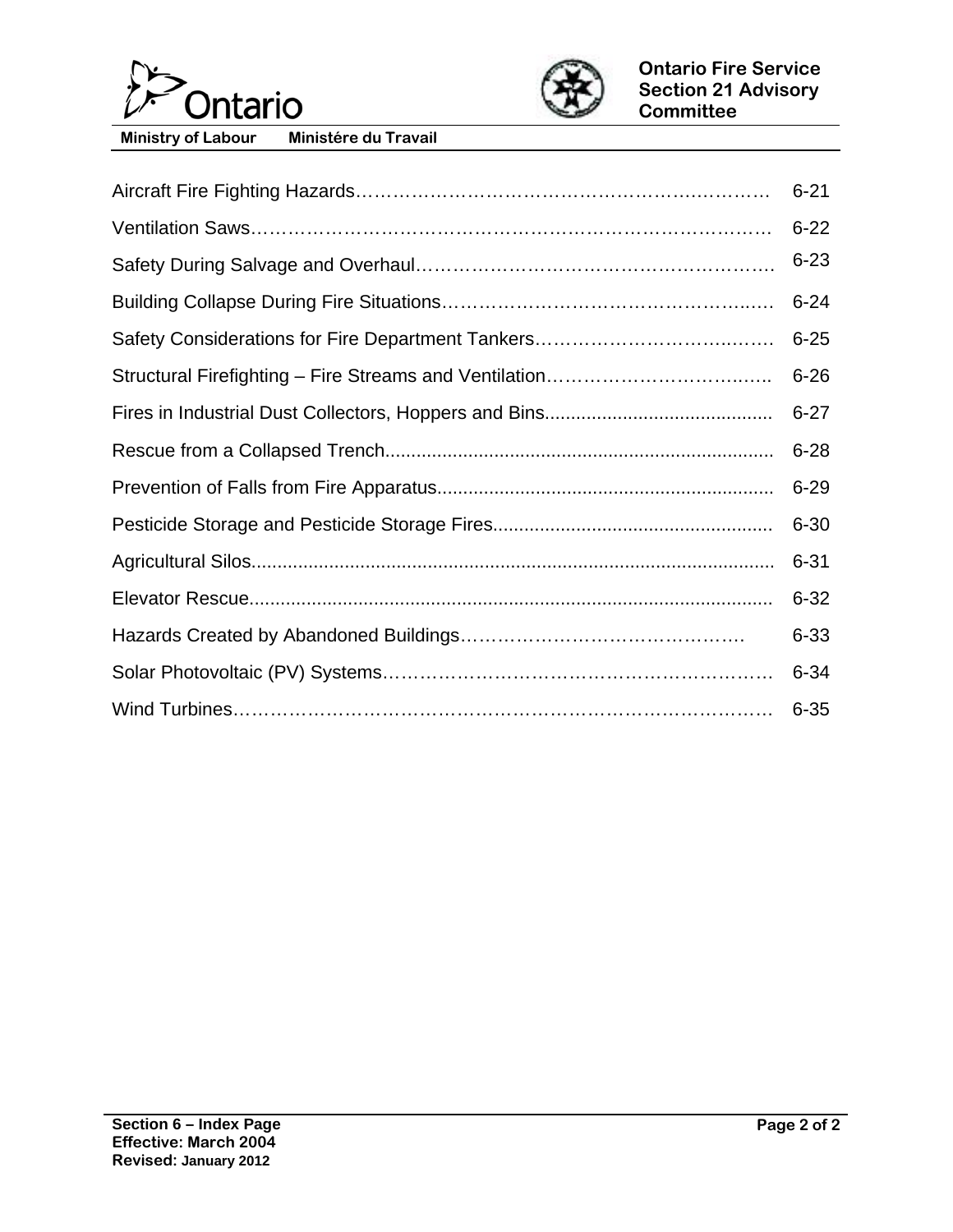| | |
|---|---|
| Aircraft Fire Fighting Hazards | 6-21 |
| Ventilation Saws | 6-22 |
| Safety During Salvage and Overhaul | 6-23 |
| Building Collapse During Fire Situations | 6-24 |
| Safety Considerations for Fire Department Tankers | 6-25 |
| Structural Firefighting – Fire Streams and Ventilation | 6-26 |
| Fires in Industrial Dust Collectors, Hoppers and Bins | 6-27 |
| Rescue from a Collapsed Trench | 6-28 |
| Prevention of Falls from Fire Apparatus | 6-29 |
| Pesticide Storage and Pesticide Storage Fires | 6-30 |
| Agricultural Silos | 6-31 |
| Elevator Rescue | 6-32 |
| Hazards Created by Abandoned Buildings | 6-33 |
| Solar Photovoltaic (PV) Systems | 6-34 |
| Wind Turbines | 6-35 |